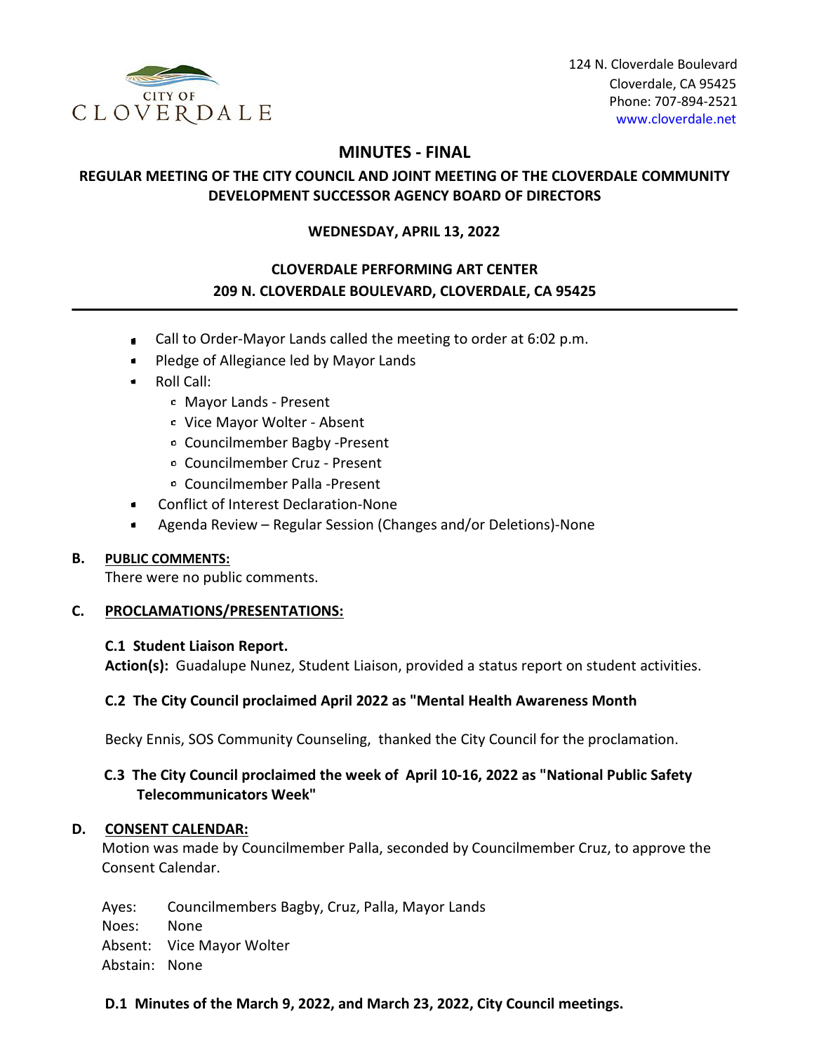CITY OF CLOVERDALE

124 N. Cloverdale Boulevard
Cloverdale, CA 95425
Phone: 707-894-2521
www.cloverdale.net

# MINUTES - FINAL

## REGULAR MEETING OF THE CITY COUNCIL AND JOINT MEETING OF THE CLOVERDALE COMMUNITY DEVELOPMENT SUCCESSOR AGENCY BOARD OF DIRECTORS

**WEDNESDAY, APRIL 13, 2022**

**CLOVERDALE PERFORMING ART CENTER**
**209 N. CLOVERDALE BOULEVARD, CLOVERDALE, CA 95425**

---

- Call to Order-Mayor Lands called the meeting to order at 6:02 p.m.
- Pledge of Allegiance led by Mayor Lands
- Roll Call:
  - Mayor Lands - Present
  - Vice Mayor Wolter - Absent
  - Councilmember Bagby -Present
  - Councilmember Cruz - Present
  - Councilmember Palla -Present
- Conflict of Interest Declaration-None
- Agenda Review – Regular Session (Changes and/or Deletions)-None

### B. PUBLIC COMMENTS:

There were no public comments.

### C. PROCLAMATIONS/PRESENTATIONS:

**C.1 Student Liaison Report.**
**Action(s):** Guadalupe Nunez, Student Liaison, provided a status report on student activities.

**C.2 The City Council proclaimed April 2022 as "Mental Health Awareness Month**

Becky Ennis, SOS Community Counseling, thanked the City Council for the proclamation.

**C.3 The City Council proclaimed the week of April 10-16, 2022 as "National Public Safety Telecommunicators Week"**

### D. CONSENT CALENDAR:

Motion was made by Councilmember Palla, seconded by Councilmember Cruz, to approve the Consent Calendar.

Ayes: Councilmembers Bagby, Cruz, Palla, Mayor Lands
Noes: None
Absent: Vice Mayor Wolter
Abstain: None

**D.1 Minutes of the March 9, 2022, and March 23, 2022, City Council meetings.**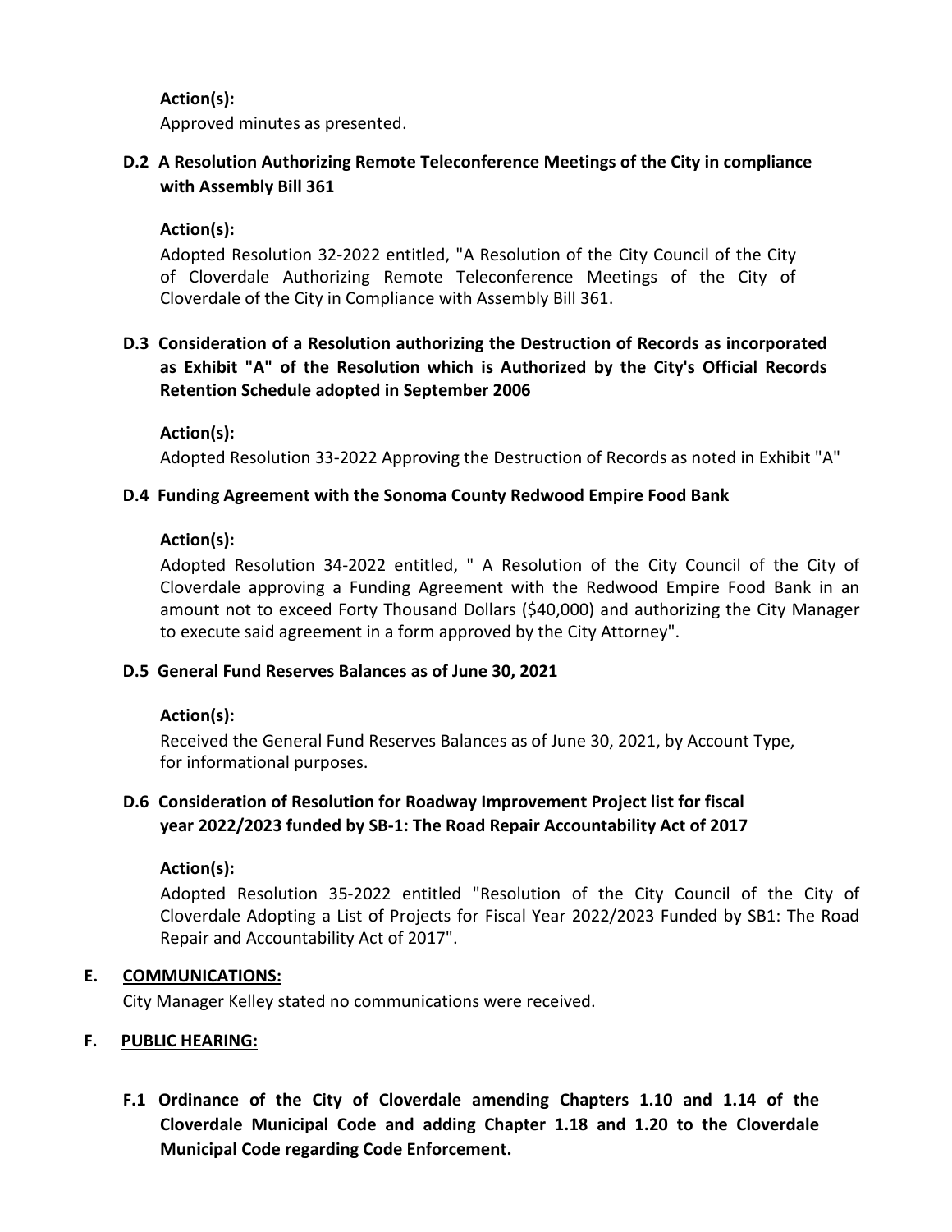**Action(s):**

Approved minutes as presented.

### D.2 A Resolution Authorizing Remote Teleconference Meetings of the City in compliance with Assembly Bill 361

**Action(s):**

Adopted Resolution 32-2022 entitled, "A Resolution of the City Council of the City of Cloverdale Authorizing Remote Teleconference Meetings of the City of Cloverdale of the City in Compliance with Assembly Bill 361.

### D.3 Consideration of a Resolution authorizing the Destruction of Records as incorporated as Exhibit "A" of the Resolution which is Authorized by the City's Official Records Retention Schedule adopted in September 2006

**Action(s):**

Adopted Resolution 33-2022 Approving the Destruction of Records as noted in Exhibit "A"

### D.4 Funding Agreement with the Sonoma County Redwood Empire Food Bank

**Action(s):**

Adopted Resolution 34-2022 entitled, " A Resolution of the City Council of the City of Cloverdale approving a Funding Agreement with the Redwood Empire Food Bank in an amount not to exceed Forty Thousand Dollars ($40,000) and authorizing the City Manager to execute said agreement in a form approved by the City Attorney".

### D.5 General Fund Reserves Balances as of June 30, 2021

**Action(s):**

Received the General Fund Reserves Balances as of June 30, 2021, by Account Type, for informational purposes.

### D.6 Consideration of Resolution for Roadway Improvement Project list for fiscal year 2022/2023 funded by SB-1: The Road Repair Accountability Act of 2017

**Action(s):**

Adopted Resolution 35-2022 entitled "Resolution of the City Council of the City of Cloverdale Adopting a List of Projects for Fiscal Year 2022/2023 Funded by SB1: The Road Repair and Accountability Act of 2017".

## E. COMMUNICATIONS:

City Manager Kelley stated no communications were received.

## F. PUBLIC HEARING:

### F.1 Ordinance of the City of Cloverdale amending Chapters 1.10 and 1.14 of the Cloverdale Municipal Code and adding Chapter 1.18 and 1.20 to the Cloverdale Municipal Code regarding Code Enforcement.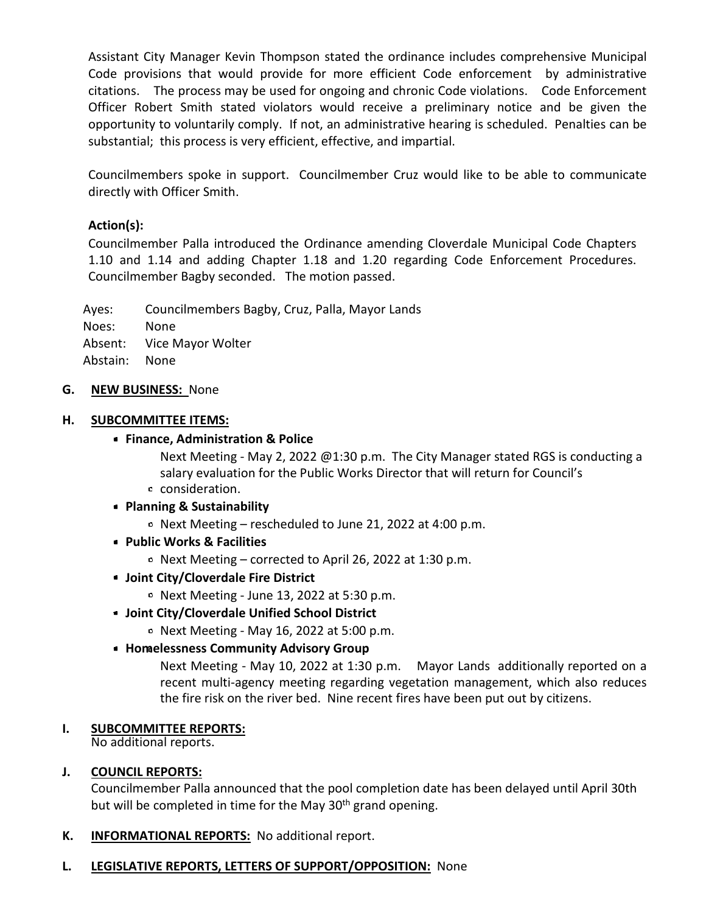Assistant City Manager Kevin Thompson stated the ordinance includes comprehensive Municipal Code provisions that would provide for more efficient Code enforcement by administrative citations. The process may be used for ongoing and chronic Code violations. Code Enforcement Officer Robert Smith stated violators would receive a preliminary notice and be given the opportunity to voluntarily comply. If not, an administrative hearing is scheduled. Penalties can be substantial; this process is very efficient, effective, and impartial.

Councilmembers spoke in support. Councilmember Cruz would like to be able to communicate directly with Officer Smith.

**Action(s):**

Councilmember Palla introduced the Ordinance amending Cloverdale Municipal Code Chapters 1.10 and 1.14 and adding Chapter 1.18 and 1.20 regarding Code Enforcement Procedures. Councilmember Bagby seconded. The motion passed.

Ayes: Councilmembers Bagby, Cruz, Palla, Mayor Lands
Noes: None
Absent: Vice Mayor Wolter
Abstain: None

**G. NEW BUSINESS:** None

**H. SUBCOMMITTEE ITEMS:**

- **Finance, Administration & Police**
  - Next Meeting - May 2, 2022 @1:30 p.m. The City Manager stated RGS is conducting a salary evaluation for the Public Works Director that will return for Council's consideration.
- **Planning & Sustainability**
  - Next Meeting – rescheduled to June 21, 2022 at 4:00 p.m.
- **Public Works & Facilities**
  - Next Meeting – corrected to April 26, 2022 at 1:30 p.m.
- **Joint City/Cloverdale Fire District**
  - Next Meeting - June 13, 2022 at 5:30 p.m.
- **Joint City/Cloverdale Unified School District**
  - Next Meeting - May 16, 2022 at 5:00 p.m.
- **Homelessness Community Advisory Group**
  - Next Meeting - May 10, 2022 at 1:30 p.m. Mayor Lands additionally reported on a recent multi-agency meeting regarding vegetation management, which also reduces the fire risk on the river bed. Nine recent fires have been put out by citizens.

**I. SUBCOMMITTEE REPORTS:**
No additional reports.

**J. COUNCIL REPORTS:**
Councilmember Palla announced that the pool completion date has been delayed until April 30th but will be completed in time for the May 30th grand opening.

**K. INFORMATIONAL REPORTS:** No additional report.

**L. LEGISLATIVE REPORTS, LETTERS OF SUPPORT/OPPOSITION:** None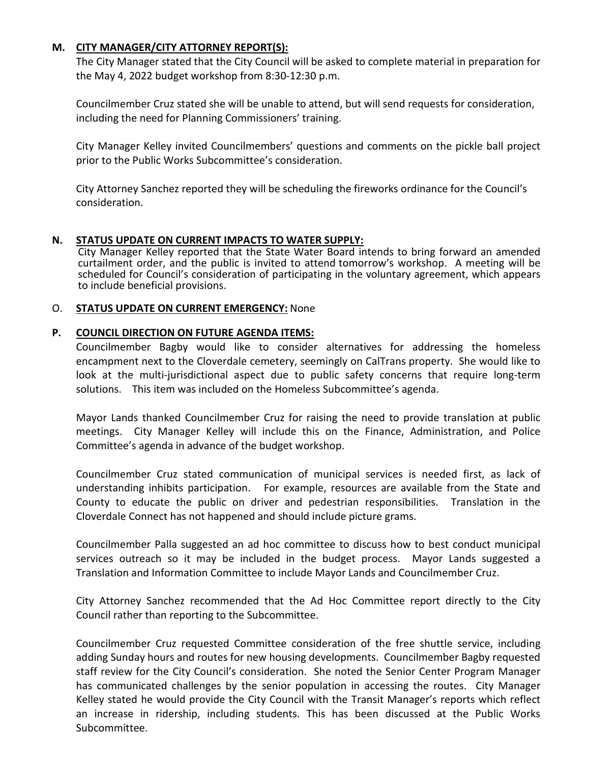**M. CITY MANAGER/CITY ATTORNEY REPORT(S):**

The City Manager stated that the City Council will be asked to complete material in preparation for the May 4, 2022 budget workshop from 8:30-12:30 p.m.

Councilmember Cruz stated she will be unable to attend, but will send requests for consideration, including the need for Planning Commissioners' training.

City Manager Kelley invited Councilmembers' questions and comments on the pickle ball project prior to the Public Works Subcommittee's consideration.

City Attorney Sanchez reported they will be scheduling the fireworks ordinance for the Council's consideration.

**N. STATUS UPDATE ON CURRENT IMPACTS TO WATER SUPPLY:**

City Manager Kelley reported that the State Water Board intends to bring forward an amended curtailment order, and the public is invited to attend tomorrow's workshop. A meeting will be scheduled for Council's consideration of participating in the voluntary agreement, which appears to include beneficial provisions.

O. **STATUS UPDATE ON CURRENT EMERGENCY:** None

**P. COUNCIL DIRECTION ON FUTURE AGENDA ITEMS:**

Councilmember Bagby would like to consider alternatives for addressing the homeless encampment next to the Cloverdale cemetery, seemingly on CalTrans property. She would like to look at the multi-jurisdictional aspect due to public safety concerns that require long-term solutions. This item was included on the Homeless Subcommittee's agenda.

Mayor Lands thanked Councilmember Cruz for raising the need to provide translation at public meetings. City Manager Kelley will include this on the Finance, Administration, and Police Committee's agenda in advance of the budget workshop.

Councilmember Cruz stated communication of municipal services is needed first, as lack of understanding inhibits participation. For example, resources are available from the State and County to educate the public on driver and pedestrian responsibilities. Translation in the Cloverdale Connect has not happened and should include picture grams.

Councilmember Palla suggested an ad hoc committee to discuss how to best conduct municipal services outreach so it may be included in the budget process. Mayor Lands suggested a Translation and Information Committee to include Mayor Lands and Councilmember Cruz.

City Attorney Sanchez recommended that the Ad Hoc Committee report directly to the City Council rather than reporting to the Subcommittee.

Councilmember Cruz requested Committee consideration of the free shuttle service, including adding Sunday hours and routes for new housing developments. Councilmember Bagby requested staff review for the City Council's consideration. She noted the Senior Center Program Manager has communicated challenges by the senior population in accessing the routes. City Manager Kelley stated he would provide the City Council with the Transit Manager's reports which reflect an increase in ridership, including students. This has been discussed at the Public Works Subcommittee.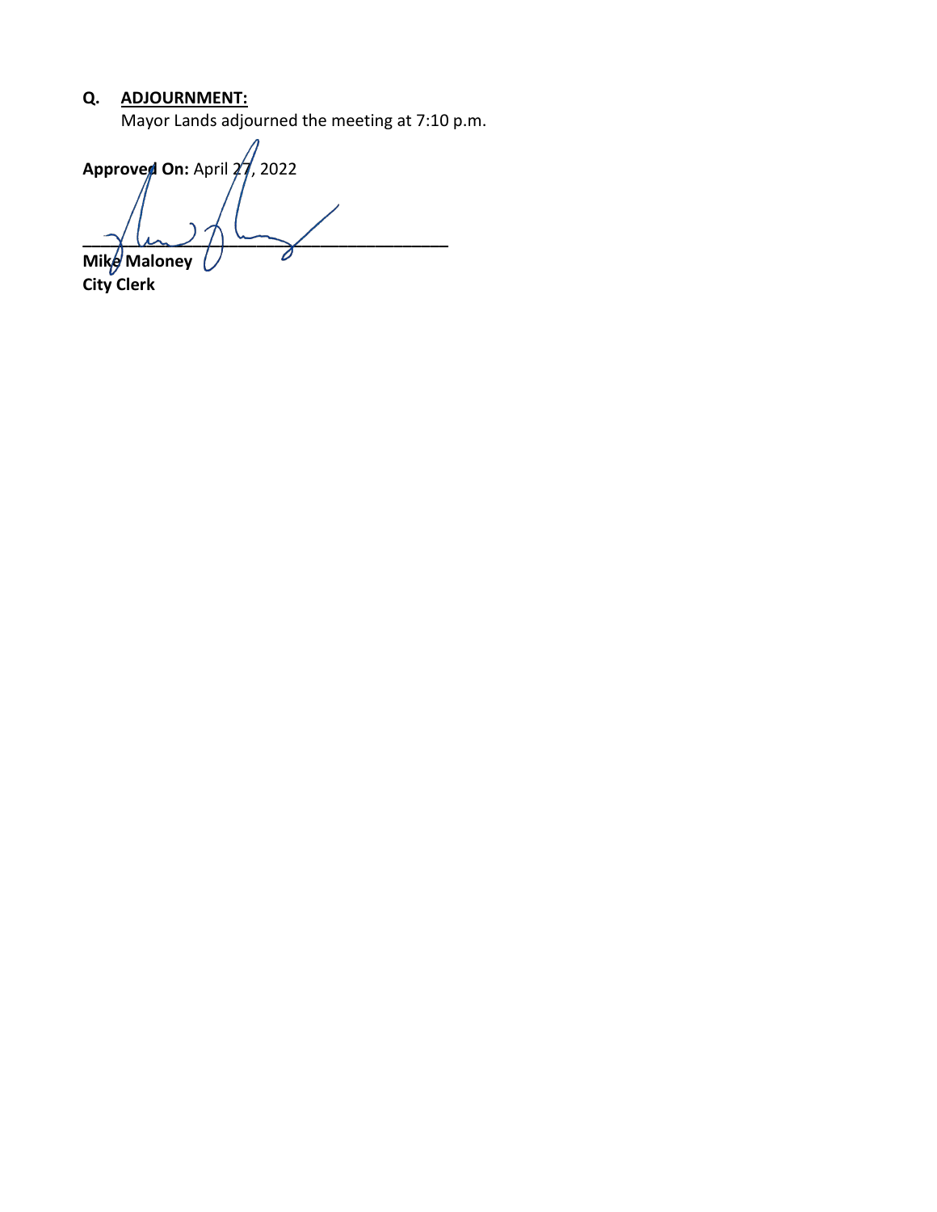**Q. ADJOURNMENT:**

Mayor Lands adjourned the meeting at 7:10 p.m.

**Approved On:** April 27, 2022

\_\_\_\_\_\_\_\_\_\_\_\_\_\_\_\_\_\_\_\_\_\_\_\_\_\_\_\_\_\_\_\_\_\_\_\_\_\_\_\_

**Mike Maloney**
**City Clerk**